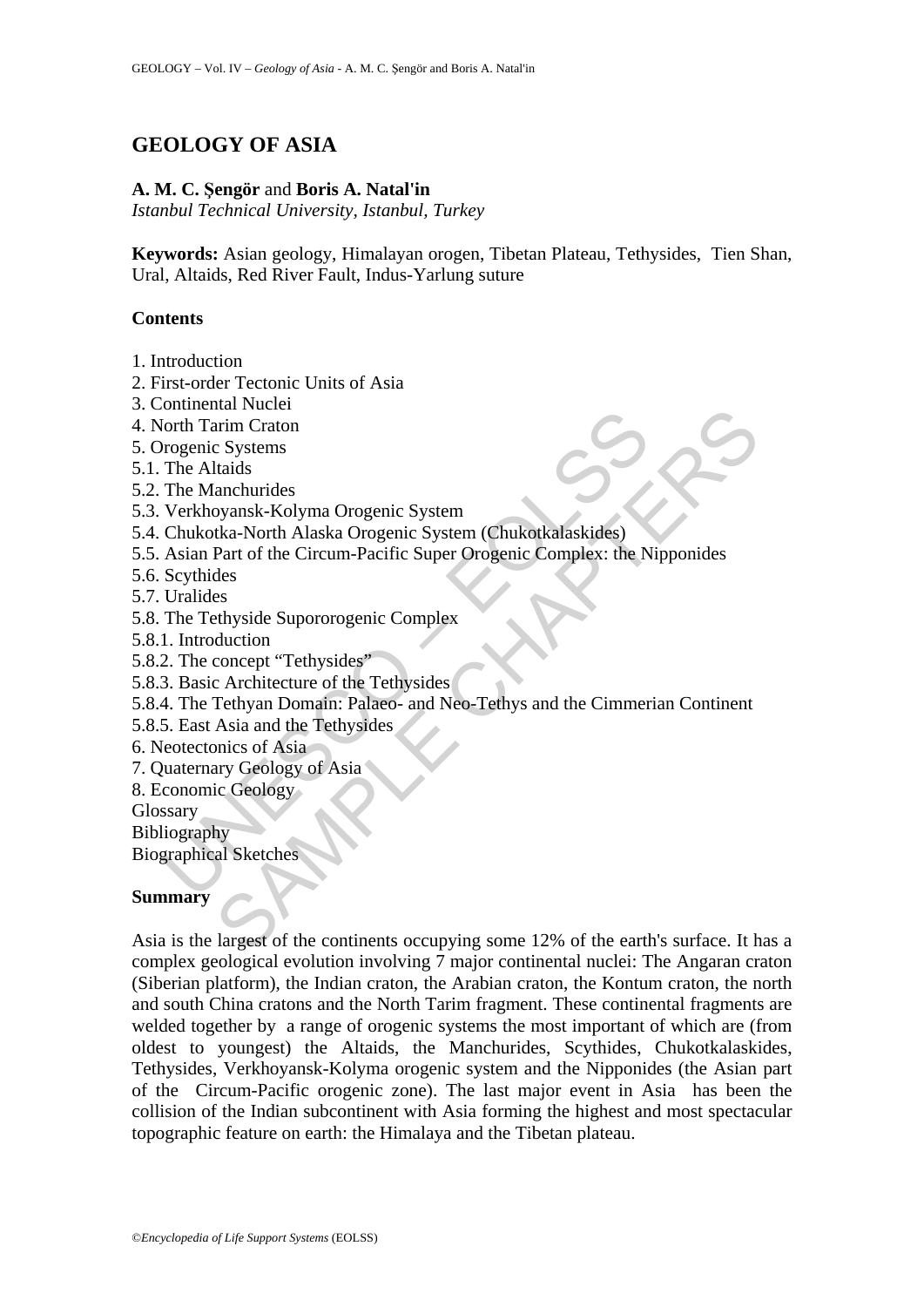# GEOLOGY OF ASIA

**A. M. C. Şengör** and **Boris A. Natal'in**
*Istanbul Technical University, Istanbul, Turkey*

**Keywords:** Asian geology, Himalayan orogen, Tibetan Plateau, Tethysides, Tien Shan, Ural, Altaids, Red River Fault, Indus-Yarlung suture

**Contents**

1. Introduction
2. First-order Tectonic Units of Asia
3. Continental Nuclei
4. North Tarim Craton
5. Orogenic Systems
5.1. The Altaids
5.2. The Manchurides
5.3. Verkhoyansk-Kolyma Orogenic System
5.4. Chukotka-North Alaska Orogenic System (Chukotkalaskides)
5.5. Asian Part of the Circum-Pacific Super Orogenic Complex: the Nipponides
5.6. Scythides
5.7. Uralides
5.8. The Tethyside Supororogenic Complex
5.8.1. Introduction
5.8.2. The concept "Tethysides"
5.8.3. Basic Architecture of the Tethysides
5.8.4. The Tethyan Domain: Palaeo- and Neo-Tethys and the Cimmerian Continent
5.8.5. East Asia and the Tethysides
6. Neotectonics of Asia
7. Quaternary Geology of Asia
8. Economic Geology
Glossary
Bibliography
Biographical Sketches

**Summary**

Asia is the largest of the continents occupying some 12% of the earth's surface. It has a complex geological evolution involving 7 major continental nuclei: The Angaran craton (Siberian platform), the Indian craton, the Arabian craton, the Kontum craton, the north and south China cratons and the North Tarim fragment. These continental fragments are welded together by a range of orogenic systems the most important of which are (from oldest to youngest) the Altaids, the Manchurides, Scythides, Chukotkalaskides, Tethysides, Verkhoyansk-Kolyma orogenic system and the Nipponides (the Asian part of the Circum-Pacific orogenic zone). The last major event in Asia has been the collision of the Indian subcontinent with Asia forming the highest and most spectacular topographic feature on earth: the Himalaya and the Tibetan plateau.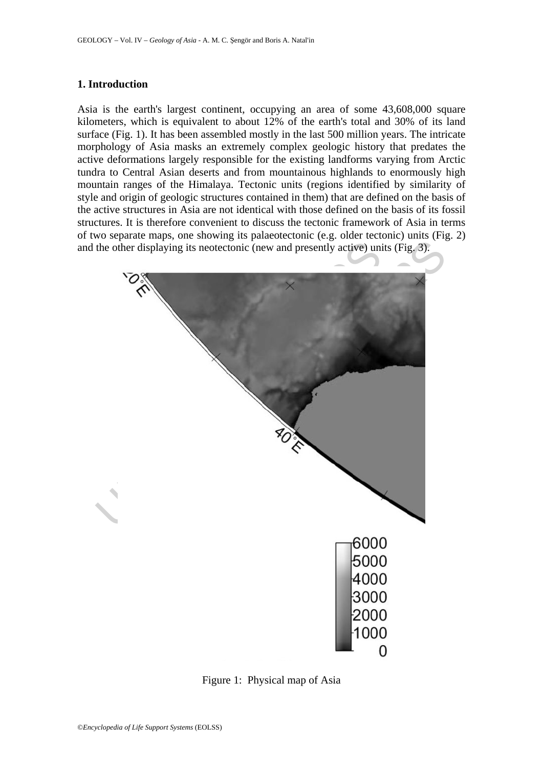## 1. Introduction

Asia is the earth's largest continent, occupying an area of some 43,608,000 square kilometers, which is equivalent to about 12% of the earth's total and 30% of its land surface (Fig. 1). It has been assembled mostly in the last 500 million years. The intricate morphology of Asia masks an extremely complex geologic history that predates the active deformations largely responsible for the existing landforms varying from Arctic tundra to Central Asian deserts and from mountainous highlands to enormously high mountain ranges of the Himalaya. Tectonic units (regions identified by similarity of style and origin of geologic structures contained in them) that are defined on the basis of the active structures in Asia are not identical with those defined on the basis of its fossil structures. It is therefore convenient to discuss the tectonic framework of Asia in terms of two separate maps, one showing its palaeotectonic (e.g. older tectonic) units (Fig. 2) and the other displaying its neotectonic (new and presently active) units (Fig. 3).

Figure 1: Physical map of Asia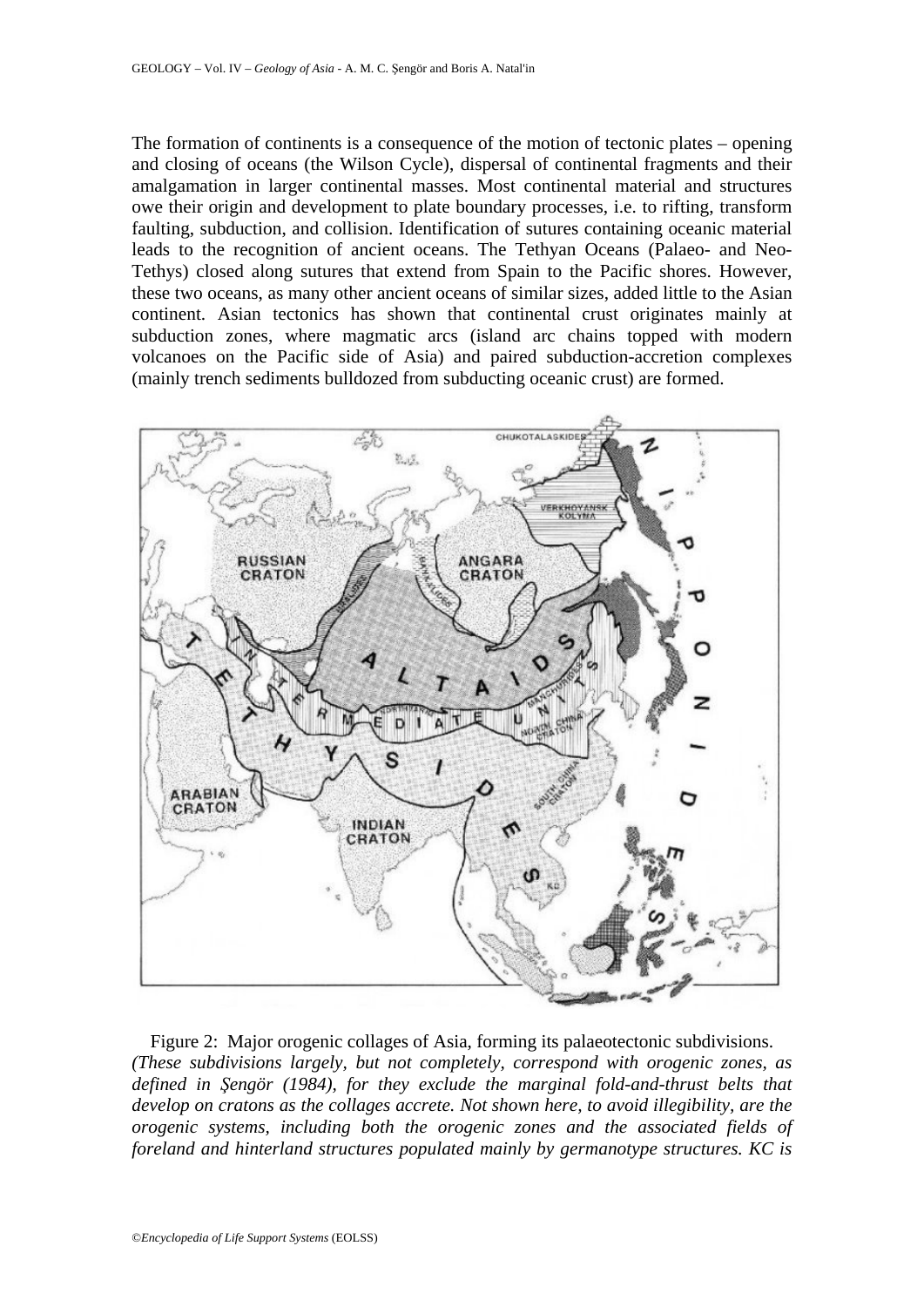The formation of continents is a consequence of the motion of tectonic plates – opening and closing of oceans (the Wilson Cycle), dispersal of continental fragments and their amalgamation in larger continental masses. Most continental material and structures owe their origin and development to plate boundary processes, i.e. to rifting, transform faulting, subduction, and collision. Identification of sutures containing oceanic material leads to the recognition of ancient oceans. The Tethyan Oceans (Palaeo- and Neo-Tethys) closed along sutures that extend from Spain to the Pacific shores. However, these two oceans, as many other ancient oceans of similar sizes, added little to the Asian continent. Asian tectonics has shown that continental crust originates mainly at subduction zones, where magmatic arcs (island arc chains topped with modern volcanoes on the Pacific side of Asia) and paired subduction-accretion complexes (mainly trench sediments bulldozed from subducting oceanic crust) are formed.

Figure 2: Major orogenic collages of Asia, forming its palaeotectonic subdivisions. *(These subdivisions largely, but not completely, correspond with orogenic zones, as defined in Şengör (1984), for they exclude the marginal fold-and-thrust belts that develop on cratons as the collages accrete. Not shown here, to avoid illegibility, are the orogenic systems, including both the orogenic zones and the associated fields of foreland and hinterland structures populated mainly by germanotype structures. KC is*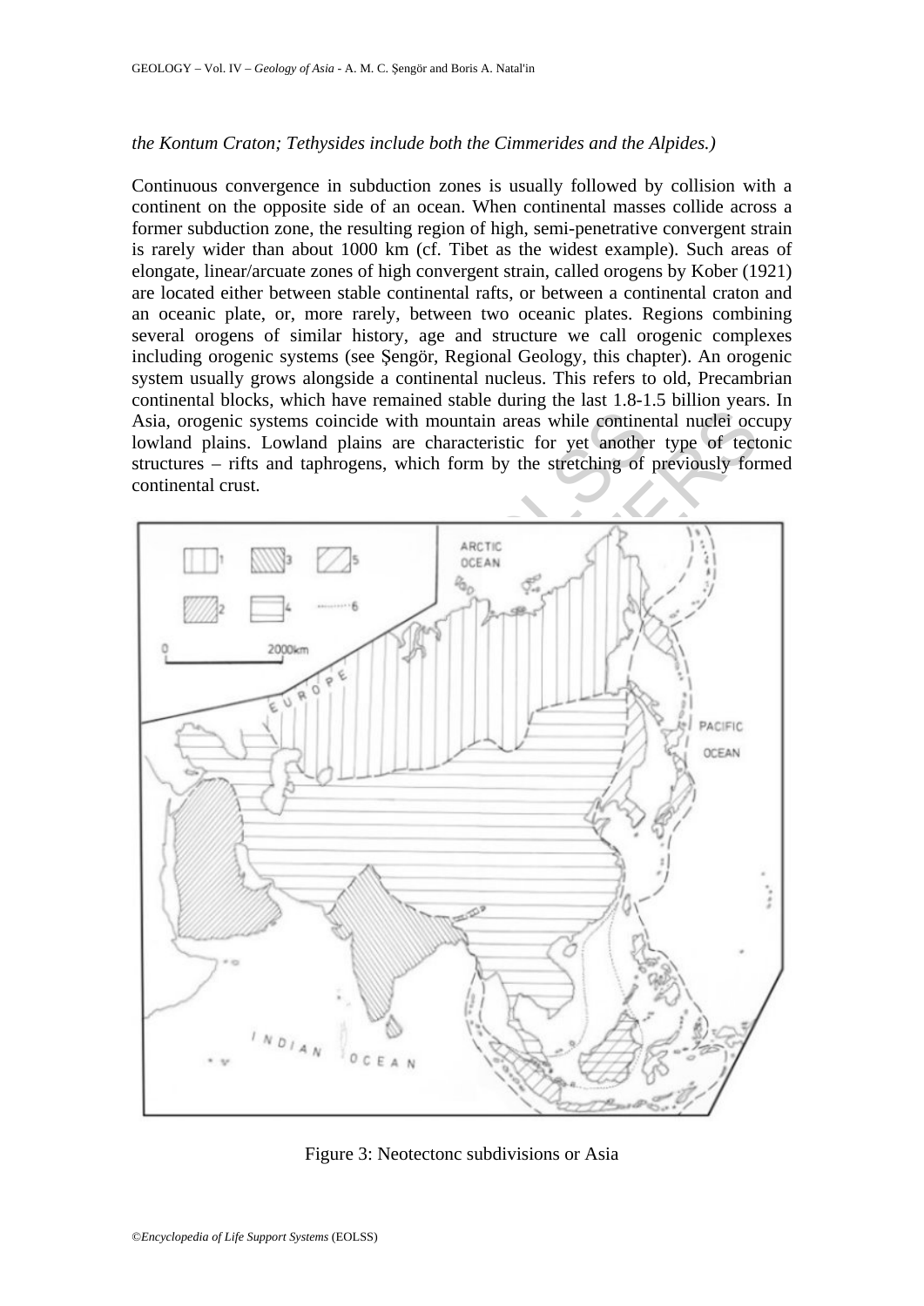*the Kontum Craton; Tethysides include both the Cimmerides and the Alpides.)*

Continuous convergence in subduction zones is usually followed by collision with a continent on the opposite side of an ocean. When continental masses collide across a former subduction zone, the resulting region of high, semi-penetrative convergent strain is rarely wider than about 1000 km (cf. Tibet as the widest example). Such areas of elongate, linear/arcuate zones of high convergent strain, called orogens by Kober (1921) are located either between stable continental rafts, or between a continental craton and an oceanic plate, or, more rarely, between two oceanic plates. Regions combining several orogens of similar history, age and structure we call orogenic complexes including orogenic systems (see Şengör, Regional Geology, this chapter). An orogenic system usually grows alongside a continental nucleus. This refers to old, Precambrian continental blocks, which have remained stable during the last 1.8-1.5 billion years. In Asia, orogenic systems coincide with mountain areas while continental nuclei occupy lowland plains. Lowland plains are characteristic for yet another type of tectonic structures – rifts and taphrogens, which form by the stretching of previously formed continental crust.

Figure 3: Neotectonc subdivisions or Asia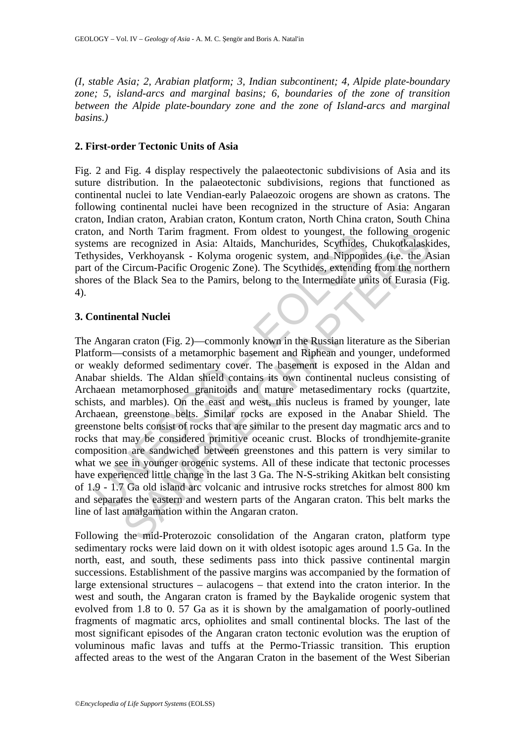*(I, stable Asia; 2, Arabian platform; 3, Indian subcontinent; 4, Alpide plate-boundary zone; 5, island-arcs and marginal basins; 6, boundaries of the zone of transition between the Alpide plate-boundary zone and the zone of Island-arcs and marginal basins.)*

## 2. First-order Tectonic Units of Asia

Fig. 2 and Fig. 4 display respectively the palaeotectonic subdivisions of Asia and its suture distribution. In the palaeotectonic subdivisions, regions that functioned as continental nuclei to late Vendian-early Palaeozoic orogens are shown as cratons. The following continental nuclei have been recognized in the structure of Asia: Angaran craton, Indian craton, Arabian craton, Kontum craton, North China craton, South China craton, and North Tarim fragment. From oldest to youngest, the following orogenic systems are recognized in Asia: Altaids, Manchurides, Scythides, Chukotkalaskides, Tethysides, Verkhoyansk - Kolyma orogenic system, and Nipponides (i.e. the Asian part of the Circum-Pacific Orogenic Zone). The Scythides, extending from the northern shores of the Black Sea to the Pamirs, belong to the Intermediate units of Eurasia (Fig. 4).

## 3. Continental Nuclei

The Angaran craton (Fig. 2)—commonly known in the Russian literature as the Siberian Platform—consists of a metamorphic basement and Riphean and younger, undeformed or weakly deformed sedimentary cover. The basement is exposed in the Aldan and Anabar shields. The Aldan shield contains its own continental nucleus consisting of Archaean metamorphosed granitoids and mature metasedimentary rocks (quartzite, schists, and marbles). On the east and west, this nucleus is framed by younger, late Archaean, greenstone belts. Similar rocks are exposed in the Anabar Shield. The greenstone belts consist of rocks that are similar to the present day magmatic arcs and to rocks that may be considered primitive oceanic crust. Blocks of trondhjemite-granite composition are sandwiched between greenstones and this pattern is very similar to what we see in younger orogenic systems. All of these indicate that tectonic processes have experienced little change in the last 3 Ga. The N-S-striking Akitkan belt consisting of 1.9 - 1.7 Ga old island arc volcanic and intrusive rocks stretches for almost 800 km and separates the eastern and western parts of the Angaran craton. This belt marks the line of last amalgamation within the Angaran craton.

Following the mid-Proterozoic consolidation of the Angaran craton, platform type sedimentary rocks were laid down on it with oldest isotopic ages around 1.5 Ga. In the north, east, and south, these sediments pass into thick passive continental margin successions. Establishment of the passive margins was accompanied by the formation of large extensional structures – aulacogens – that extend into the craton interior. In the west and south, the Angaran craton is framed by the Baykalide orogenic system that evolved from 1.8 to 0. 57 Ga as it is shown by the amalgamation of poorly-outlined fragments of magmatic arcs, ophiolites and small continental blocks. The last of the most significant episodes of the Angaran craton tectonic evolution was the eruption of voluminous mafic lavas and tuffs at the Permo-Triassic transition. This eruption affected areas to the west of the Angaran Craton in the basement of the West Siberian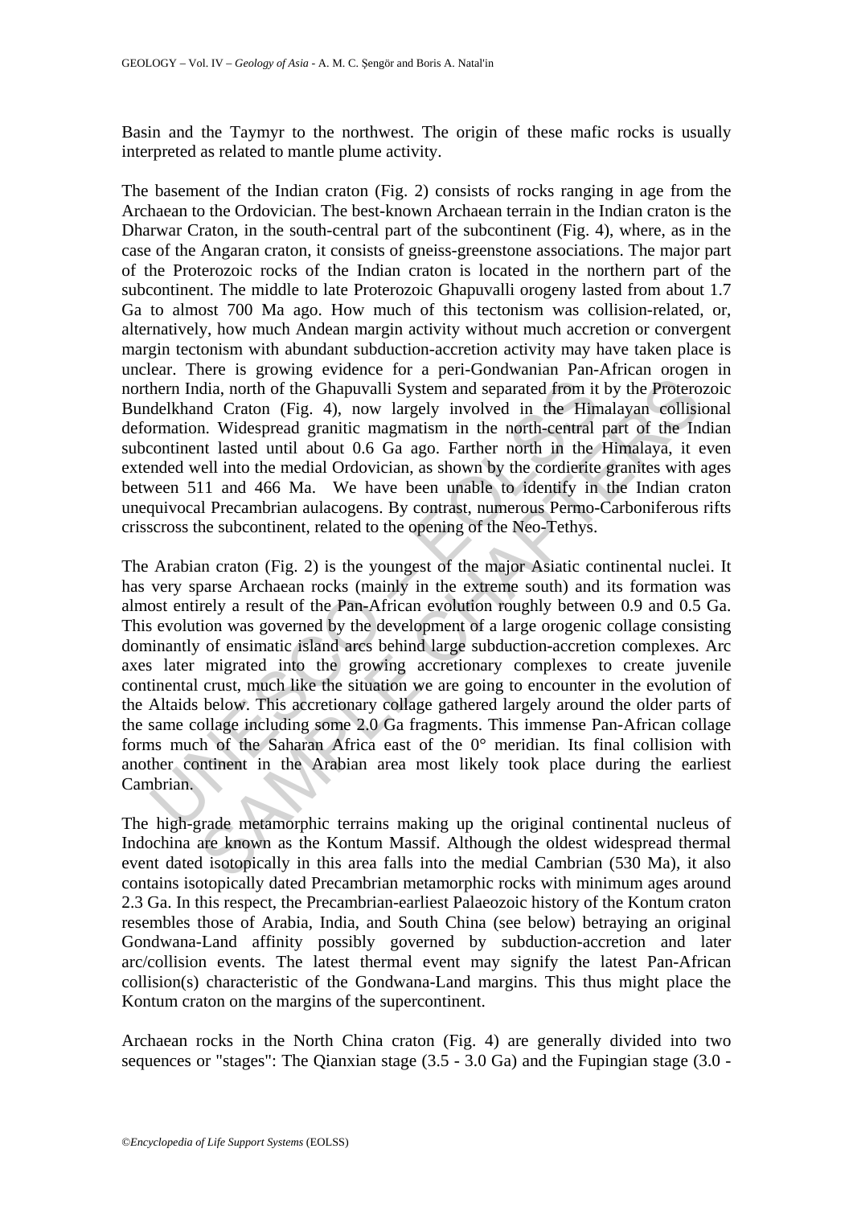Basin and the Taymyr to the northwest. The origin of these mafic rocks is usually interpreted as related to mantle plume activity.

The basement of the Indian craton (Fig. 2) consists of rocks ranging in age from the Archaean to the Ordovician. The best-known Archaean terrain in the Indian craton is the Dharwar Craton, in the south-central part of the subcontinent (Fig. 4), where, as in the case of the Angaran craton, it consists of gneiss-greenstone associations. The major part of the Proterozoic rocks of the Indian craton is located in the northern part of the subcontinent. The middle to late Proterozoic Ghapuvalli orogeny lasted from about 1.7 Ga to almost 700 Ma ago. How much of this tectonism was collision-related, or, alternatively, how much Andean margin activity without much accretion or convergent margin tectonism with abundant subduction-accretion activity may have taken place is unclear. There is growing evidence for a peri-Gondwanian Pan-African orogen in northern India, north of the Ghapuvalli System and separated from it by the Proterozoic Bundelkhand Craton (Fig. 4), now largely involved in the Himalayan collisional deformation. Widespread granitic magmatism in the north-central part of the Indian subcontinent lasted until about 0.6 Ga ago. Farther north in the Himalaya, it even extended well into the medial Ordovician, as shown by the cordierite granites with ages between 511 and 466 Ma. We have been unable to identify in the Indian craton unequivocal Precambrian aulacogens. By contrast, numerous Permo-Carboniferous rifts crisscross the subcontinent, related to the opening of the Neo-Tethys.

The Arabian craton (Fig. 2) is the youngest of the major Asiatic continental nuclei. It has very sparse Archaean rocks (mainly in the extreme south) and its formation was almost entirely a result of the Pan-African evolution roughly between 0.9 and 0.5 Ga. This evolution was governed by the development of a large orogenic collage consisting dominantly of ensimatic island arcs behind large subduction-accretion complexes. Arc axes later migrated into the growing accretionary complexes to create juvenile continental crust, much like the situation we are going to encounter in the evolution of the Altaids below. This accretionary collage gathered largely around the older parts of the same collage including some 2.0 Ga fragments. This immense Pan-African collage forms much of the Saharan Africa east of the 0° meridian. Its final collision with another continent in the Arabian area most likely took place during the earliest Cambrian.

The high-grade metamorphic terrains making up the original continental nucleus of Indochina are known as the Kontum Massif. Although the oldest widespread thermal event dated isotopically in this area falls into the medial Cambrian (530 Ma), it also contains isotopically dated Precambrian metamorphic rocks with minimum ages around 2.3 Ga. In this respect, the Precambrian-earliest Palaeozoic history of the Kontum craton resembles those of Arabia, India, and South China (see below) betraying an original Gondwana-Land affinity possibly governed by subduction-accretion and later arc/collision events. The latest thermal event may signify the latest Pan-African collision(s) characteristic of the Gondwana-Land margins. This thus might place the Kontum craton on the margins of the supercontinent.

Archaean rocks in the North China craton (Fig. 4) are generally divided into two sequences or "stages": The Qianxian stage (3.5 - 3.0 Ga) and the Fupingian stage (3.0 -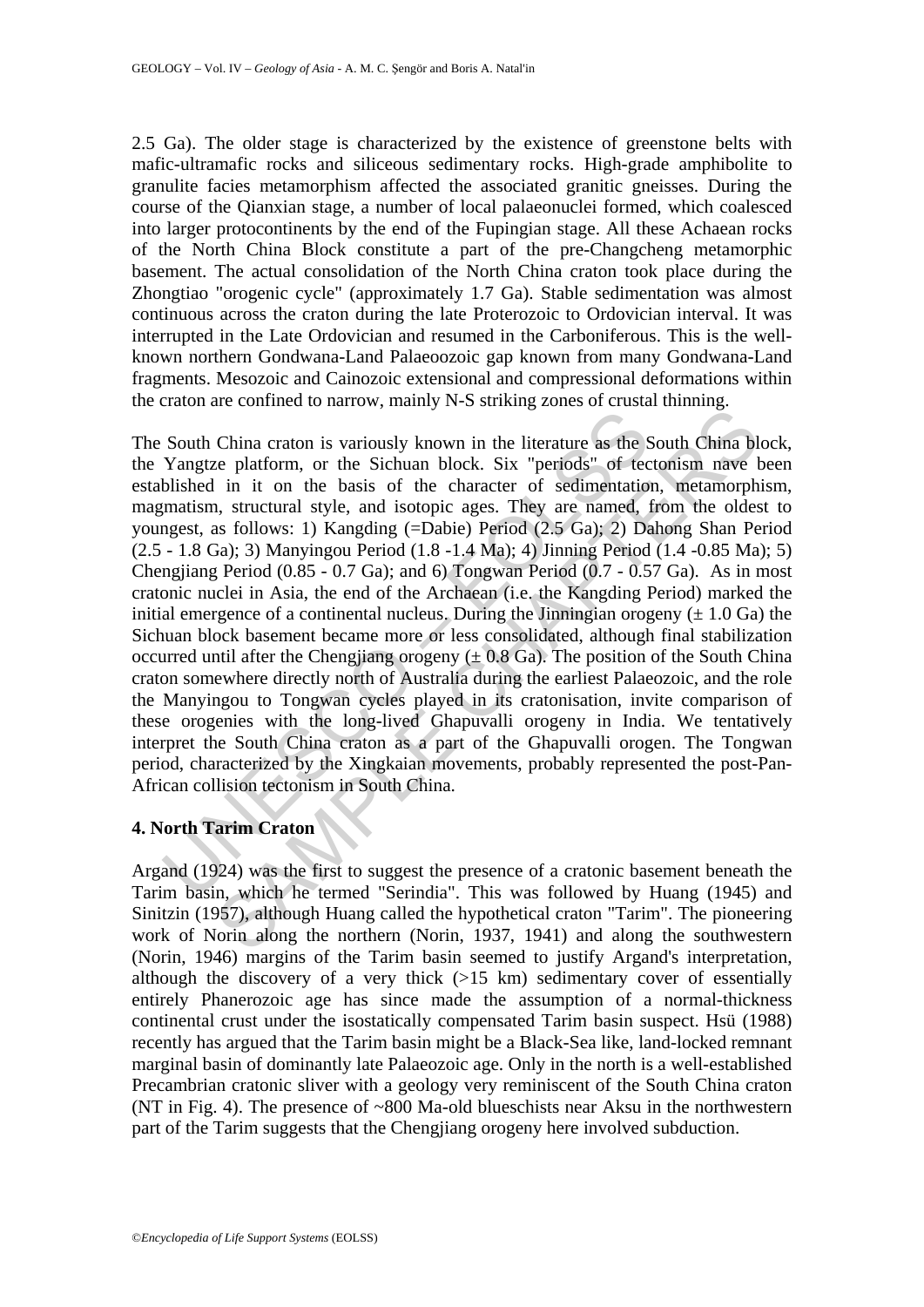2.5 Ga). The older stage is characterized by the existence of greenstone belts with mafic-ultramafic rocks and siliceous sedimentary rocks. High-grade amphibolite to granulite facies metamorphism affected the associated granitic gneisses. During the course of the Qianxian stage, a number of local palaeonuclei formed, which coalesced into larger protocontinents by the end of the Fupingian stage. All these Achaean rocks of the North China Block constitute a part of the pre-Changcheng metamorphic basement. The actual consolidation of the North China craton took place during the Zhongtiao "orogenic cycle" (approximately 1.7 Ga). Stable sedimentation was almost continuous across the craton during the late Proterozoic to Ordovician interval. It was interrupted in the Late Ordovician and resumed in the Carboniferous. This is the well-known northern Gondwana-Land Palaeoozoic gap known from many Gondwana-Land fragments. Mesozoic and Cainozoic extensional and compressional deformations within the craton are confined to narrow, mainly N-S striking zones of crustal thinning.

The South China craton is variously known in the literature as the South China block, the Yangtze platform, or the Sichuan block. Six "periods" of tectonism have been established in it on the basis of the character of sedimentation, metamorphism, magmatism, structural style, and isotopic ages. They are named, from the oldest to youngest, as follows: 1) Kangding (=Dabie) Period (2.5 Ga); 2) Dahong Shan Period (2.5 - 1.8 Ga); 3) Manyingou Period (1.8 -1.4 Ma); 4) Jinning Period (1.4 -0.85 Ma); 5) Chengjiang Period (0.85 - 0.7 Ga); and 6) Tongwan Period (0.7 - 0.57 Ga). As in most cratonic nuclei in Asia, the end of the Archaean (i.e. the Kangding Period) marked the initial emergence of a continental nucleus. During the Jinningian orogeny (± 1.0 Ga) the Sichuan block basement became more or less consolidated, although final stabilization occurred until after the Chengjiang orogeny (± 0.8 Ga). The position of the South China craton somewhere directly north of Australia during the earliest Palaeozoic, and the role the Manyingou to Tongwan cycles played in its cratonisation, invite comparison of these orogenies with the long-lived Ghapuvalli orogeny in India. We tentatively interpret the South China craton as a part of the Ghapuvalli orogen. The Tongwan period, characterized by the Xingkaian movements, probably represented the post-Pan-African collision tectonism in South China.

## 4. North Tarim Craton

Argand (1924) was the first to suggest the presence of a cratonic basement beneath the Tarim basin, which he termed "Serindia". This was followed by Huang (1945) and Sinitzin (1957), although Huang called the hypothetical craton "Tarim". The pioneering work of Norin along the northern (Norin, 1937, 1941) and along the southwestern (Norin, 1946) margins of the Tarim basin seemed to justify Argand's interpretation, although the discovery of a very thick (>15 km) sedimentary cover of essentially entirely Phanerozoic age has since made the assumption of a normal-thickness continental crust under the isostatically compensated Tarim basin suspect. Hsü (1988) recently has argued that the Tarim basin might be a Black-Sea like, land-locked remnant marginal basin of dominantly late Palaeozoic age. Only in the north is a well-established Precambrian cratonic sliver with a geology very reminiscent of the South China craton (NT in Fig. 4). The presence of ~800 Ma-old blueschists near Aksu in the northwestern part of the Tarim suggests that the Chengjiang orogeny here involved subduction.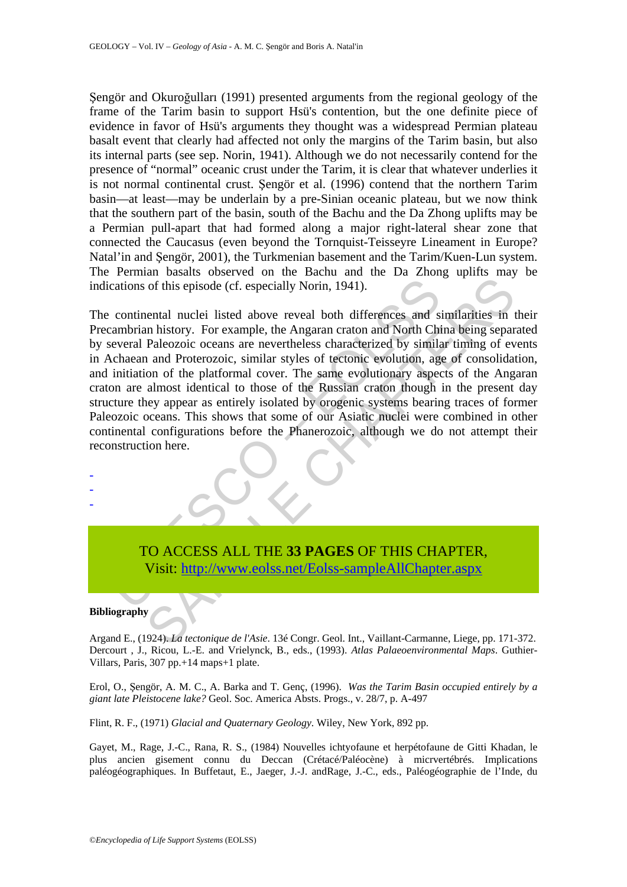Şengör and Okuroğulları (1991) presented arguments from the regional geology of the frame of the Tarim basin to support Hsü's contention, but the one definite piece of evidence in favor of Hsü's arguments they thought was a widespread Permian plateau basalt event that clearly had affected not only the margins of the Tarim basin, but also its internal parts (see sep. Norin, 1941). Although we do not necessarily contend for the presence of "normal" oceanic crust under the Tarim, it is clear that whatever underlies it is not normal continental crust. Şengör et al. (1996) contend that the northern Tarim basin—at least—may be underlain by a pre-Sinian oceanic plateau, but we now think that the southern part of the basin, south of the Bachu and the Da Zhong uplifts may be a Permian pull-apart that had formed along a major right-lateral shear zone that connected the Caucasus (even beyond the Tornquist-Teisseyre Lineament in Europe? Natal'in and Şengör, 2001), the Turkmenian basement and the Tarim/Kuen-Lun system. The Permian basalts observed on the Bachu and the Da Zhong uplifts may be indications of this episode (cf. especially Norin, 1941).

The continental nuclei listed above reveal both differences and similarities in their Precambrian history. For example, the Angaran craton and North China being separated by several Paleozoic oceans are nevertheless characterized by similar timing of events in Achaean and Proterozoic, similar styles of tectonic evolution, age of consolidation, and initiation of the platformal cover. The same evolutionary aspects of the Angaran craton are almost identical to those of the Russian craton though in the present day structure they appear as entirely isolated by orogenic systems bearing traces of former Paleozoic oceans. This shows that some of our Asiatic nuclei were combined in other continental configurations before the Phanerozoic, although we do not attempt their reconstruction here.

-
-
-

TO ACCESS ALL THE **33 PAGES** OF THIS CHAPTER,
Visit: http://www.eolss.net/Eolss-sampleAllChapter.aspx

**Bibliography**

Argand E., (1924). *La tectonique de l'Asie*. 13é Congr. Geol. Int., Vaillant-Carmanne, Liege, pp. 171-372.
Dercourt , J., Ricou, L.-E. and Vrielynck, B., eds., (1993). *Atlas Palaeoenvironmental Maps*. Guthier-Villars, Paris, 307 pp.+14 maps+1 plate.

Erol, O., Şengör, A. M. C., A. Barka and T. Genç, (1996). *Was the Tarim Basin occupied entirely by a giant late Pleistocene lake?* Geol. Soc. America Absts. Progs., v. 28/7, p. A-497

Flint, R. F., (1971) *Glacial and Quaternary Geology*. Wiley, New York, 892 pp.

Gayet, M., Rage, J.-C., Rana, R. S., (1984) Nouvelles ichtyofaune et herpétofaune de Gitti Khadan, le plus ancien gisement connu du Deccan (Crétacé/Paléocène) à micrvertébrés. Implications paléogéographiques. In Buffetaut, E., Jaeger, J.-J. andRage, J.-C., eds., Paléogéographie de l'Inde, du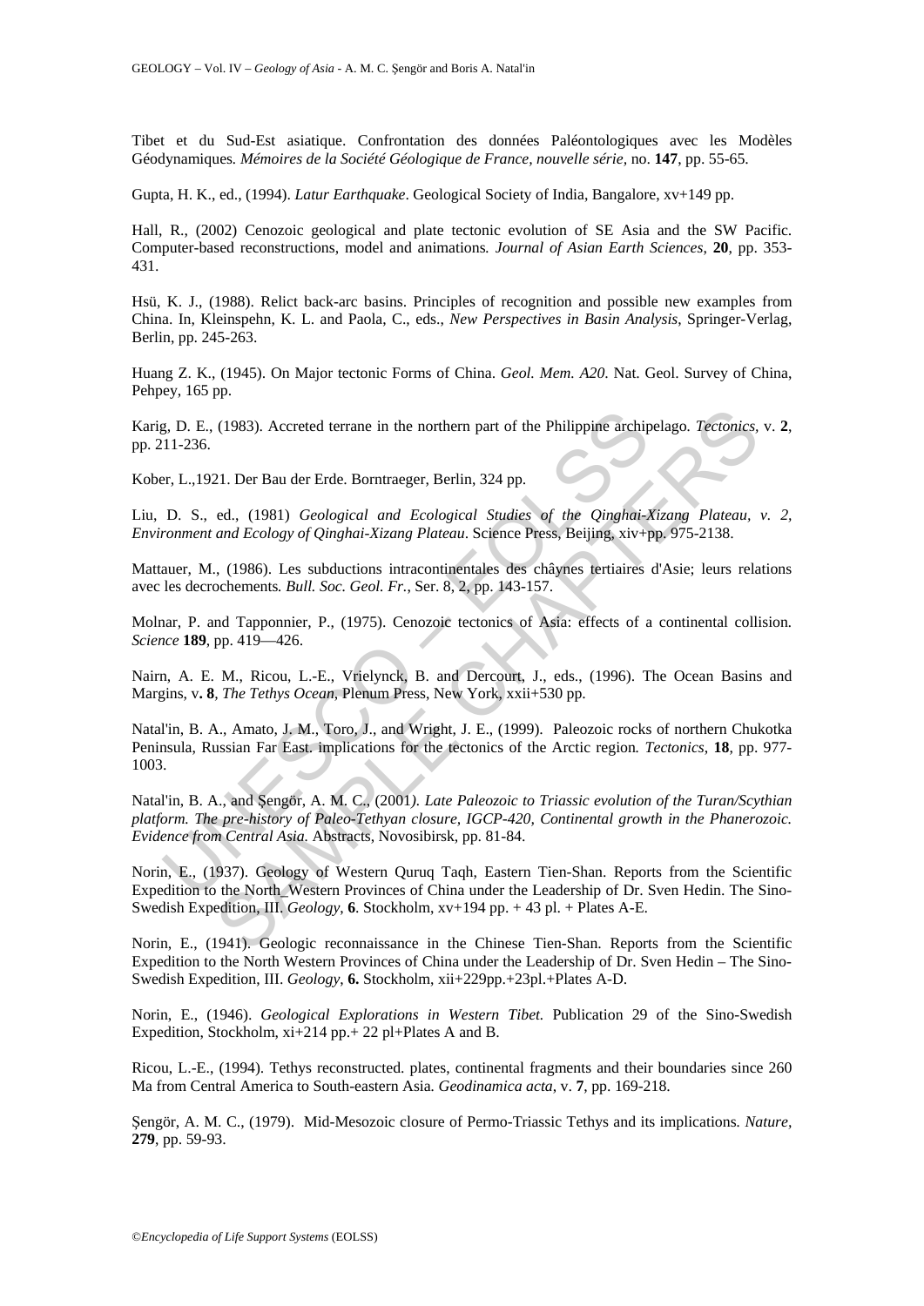Tibet et du Sud-Est asiatique. Confrontation des données Paléontologiques avec les Modèles Géodynamiques. *Mémoires de la Société Géologique de France, nouvelle série,* no. **147**, pp. 55-65.

Gupta, H. K., ed., (1994). *Latur Earthquake*. Geological Society of India, Bangalore, xv+149 pp.

Hall, R., (2002) Cenozoic geological and plate tectonic evolution of SE Asia and the SW Pacific. Computer-based reconstructions, model and animations. *Journal of Asian Earth Sciences*, **20**, pp. 353-431.

Hsü, K. J., (1988). Relict back-arc basins. Principles of recognition and possible new examples from China. In, Kleinspehn, K. L. and Paola, C., eds., *New Perspectives in Basin Analysis*, Springer-Verlag, Berlin, pp. 245-263.

Huang Z. K., (1945). On Major tectonic Forms of China. *Geol. Mem. A20*. Nat. Geol. Survey of China, Pehpey, 165 pp.

Karig, D. E., (1983). Accreted terrane in the northern part of the Philippine archipelago. *Tectonics*, v. **2**, pp. 211-236.

Kober, L.,1921. Der Bau der Erde. Borntraeger, Berlin, 324 pp.

Liu, D. S., ed., (1981) *Geological and Ecological Studies of the Qinghai-Xizang Plateau, v. 2, Environment and Ecology of Qinghai-Xizang Plateau*. Science Press, Beijing, xiv+pp. 975-2138.

Mattauer, M., (1986). Les subductions intracontinentales des châynes tertiaires d'Asie; leurs relations avec les decrochements. *Bull. Soc. Geol. Fr.*, Ser. 8, 2, pp. 143-157.

Molnar, P. and Tapponnier, P., (1975). Cenozoic tectonics of Asia: effects of a continental collision. *Science* **189**, pp. 419—426.

Nairn, A. E. M., Ricou, L.-E., Vrielynck, B. and Dercourt, J., eds., (1996). The Ocean Basins and Margins, v**. 8**, *The Tethys Ocean*, Plenum Press, New York, xxii+530 pp.

Natal'in, B. A., Amato, J. M., Toro, J., and Wright, J. E., (1999). Paleozoic rocks of northern Chukotka Peninsula, Russian Far East. implications for the tectonics of the Arctic region. *Tectonics*, **18**, pp. 977-1003.

Natal'in, B. A., and Şengör, A. M. C., (2001*). Late Paleozoic to Triassic evolution of the Turan/Scythian platform. The pre-history of Paleo-Tethyan closure, IGCP-420, Continental growth in the Phanerozoic. Evidence from Central Asia.* Abstracts, Novosibirsk, pp. 81-84.

Norin, E., (1937). Geology of Western Quruq Taqh, Eastern Tien-Shan. Reports from the Scientific Expedition to the North_Western Provinces of China under the Leadership of Dr. Sven Hedin. The Sino-Swedish Expedition, III. *Geology*, **6**. Stockholm, xv+194 pp. + 43 pl. + Plates A-E.

Norin, E., (1941). Geologic reconnaissance in the Chinese Tien-Shan. Reports from the Scientific Expedition to the North Western Provinces of China under the Leadership of Dr. Sven Hedin – The Sino-Swedish Expedition, III. *Geology*, **6.** Stockholm, xii+229pp.+23pl.+Plates A-D.

Norin, E., (1946). *Geological Explorations in Western Tibet.* Publication 29 of the Sino-Swedish Expedition, Stockholm, xi+214 pp.+ 22 pl+Plates A and B.

Ricou, L.-E., (1994). Tethys reconstructed. plates, continental fragments and their boundaries since 260 Ma from Central America to South-eastern Asia. *Geodinamica acta*, v. **7**, pp. 169-218.

Şengör, A. M. C., (1979). Mid-Mesozoic closure of Permo-Triassic Tethys and its implications. *Nature*, **279**, pp. 59-93.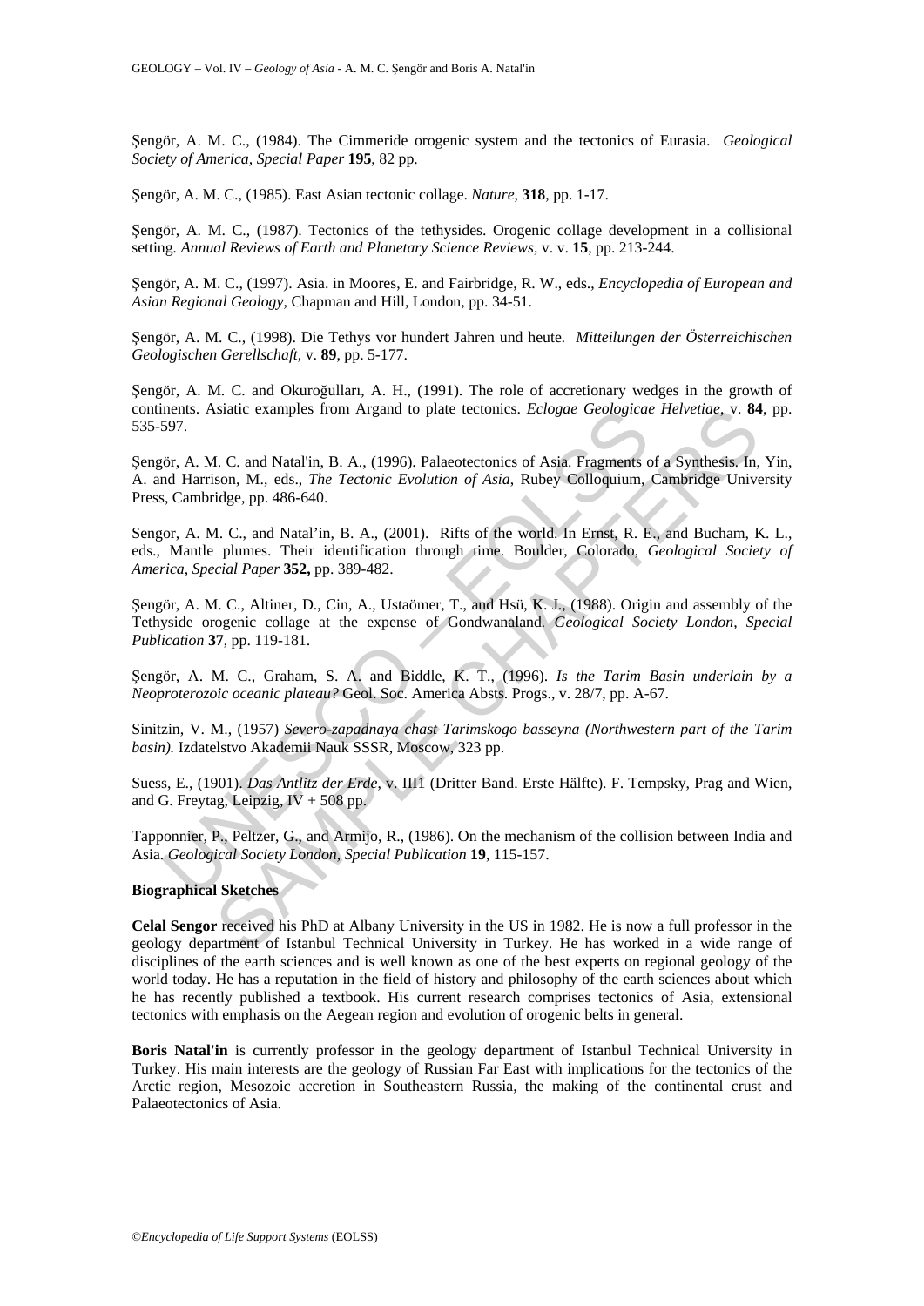Şengör, A. M. C., (1984). The Cimmeride orogenic system and the tectonics of Eurasia. *Geological Society of America, Special Paper* **195**, 82 pp.

Şengör, A. M. C., (1985). East Asian tectonic collage. *Nature*, **318**, pp. 1-17.

Şengör, A. M. C., (1987). Tectonics of the tethysides. Orogenic collage development in a collisional setting. *Annual Reviews of Earth and Planetary Science Reviews*, v. v. **15**, pp. 213-244.

Şengör, A. M. C., (1997). Asia. in Moores, E. and Fairbridge, R. W., eds., *Encyclopedia of European and Asian Regional Geology*, Chapman and Hill, London, pp. 34-51.

Şengör, A. M. C., (1998). Die Tethys vor hundert Jahren und heute. *Mitteilungen der Österreichischen Geologischen Gerellschaft*, v. **89**, pp. 5-177.

Şengör, A. M. C. and Okuroğulları, A. H., (1991). The role of accretionary wedges in the growth of continents. Asiatic examples from Argand to plate tectonics. *Eclogae Geologicae Helvetiae*, v. **84**, pp. 535-597.

Şengör, A. M. C. and Natal'in, B. A., (1996). Palaeotectonics of Asia. Fragments of a Synthesis. In, Yin, A. and Harrison, M., eds., *The Tectonic Evolution of Asia*, Rubey Colloquium, Cambridge University Press, Cambridge, pp. 486-640.

Sengor, A. M. C., and Natal'in, B. A., (2001). Rifts of the world. In Ernst, R. E., and Bucham, K. L., eds., Mantle plumes. Their identification through time. Boulder, Colorado, *Geological Society of America, Special Paper* **352,** pp. 389-482.

Şengör, A. M. C., Altiner, D., Cin, A., Ustaömer, T., and Hsü, K. J., (1988). Origin and assembly of the Tethyside orogenic collage at the expense of Gondwanaland. *Geological Society London, Special Publication* **37**, pp. 119-181.

Şengör, A. M. C., Graham, S. A. and Biddle, K. T., (1996). *Is the Tarim Basin underlain by a Neoproterozoic oceanic plateau?* Geol. Soc. America Absts. Progs., v. 28/7, pp. A-67.

Sinitzin, V. M., (1957) *Severo-zapadnaya chast Tarimskogo basseyna (Northwestern part of the Tarim basin).* Izdatelstvo Akademii Nauk SSSR, Moscow, 323 pp.

Suess, E., (1901). *Das Antlitz der Erde*, v. III1 (Dritter Band. Erste Hälfte). F. Tempsky, Prag and Wien, and G. Freytag, Leipzig, IV + 508 pp.

Tapponnier, P., Peltzer, G., and Armijo, R., (1986). On the mechanism of the collision between India and Asia. *Geological Society London, Special Publication* **19**, 115-157.

**Biographical Sketches**

**Celal Sengor** received his PhD at Albany University in the US in 1982. He is now a full professor in the geology department of Istanbul Technical University in Turkey. He has worked in a wide range of disciplines of the earth sciences and is well known as one of the best experts on regional geology of the world today. He has a reputation in the field of history and philosophy of the earth sciences about which he has recently published a textbook. His current research comprises tectonics of Asia, extensional tectonics with emphasis on the Aegean region and evolution of orogenic belts in general.

**Boris Natal'in** is currently professor in the geology department of Istanbul Technical University in Turkey. His main interests are the geology of Russian Far East with implications for the tectonics of the Arctic region, Mesozoic accretion in Southeastern Russia, the making of the continental crust and Palaeotectonics of Asia.